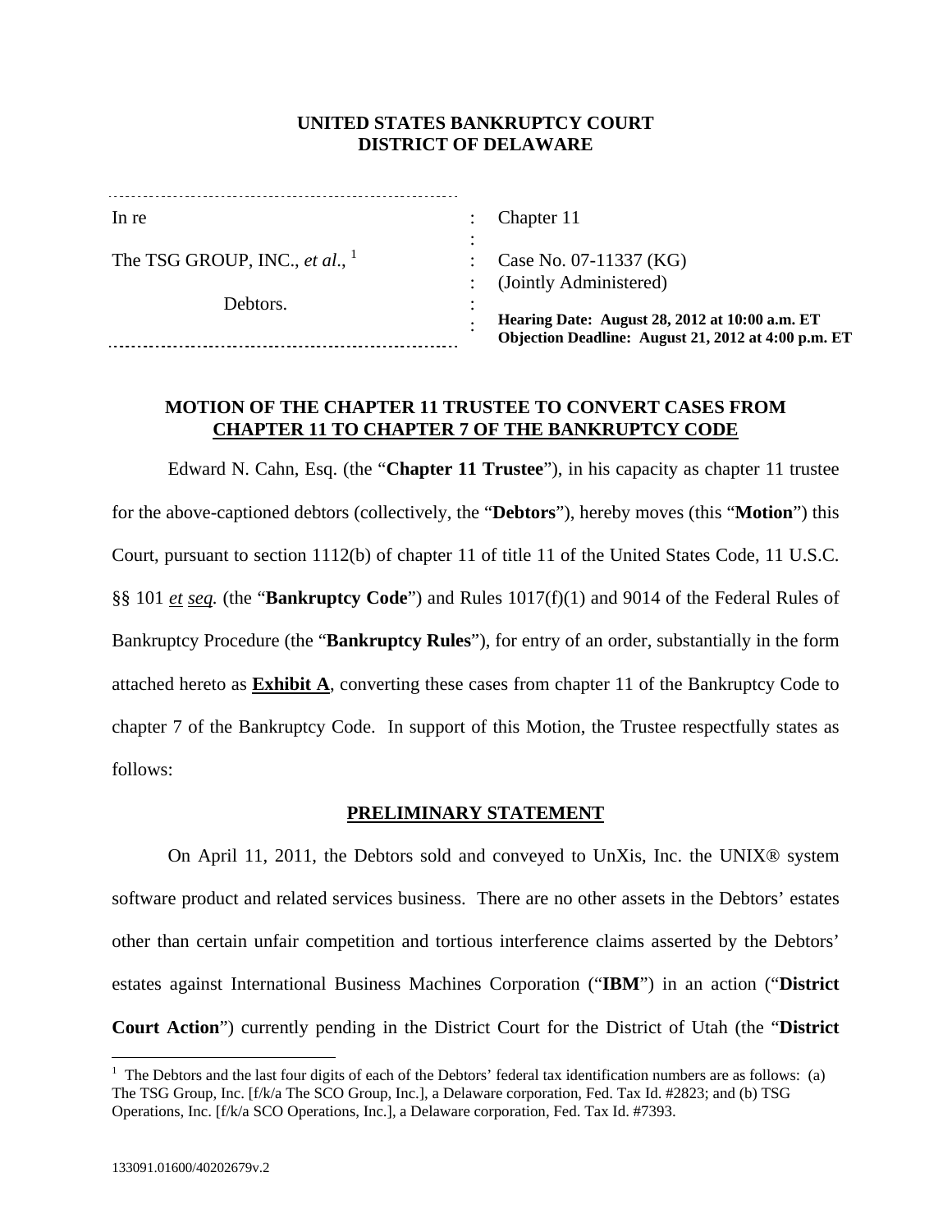**UNITED STATES BANKRUPTCY COURT**
**DISTRICT OF DELAWARE**

| | | |
|---|---|---|
| In re | : | Chapter 11 |
| | : | |
| The TSG GROUP, INC., *et al.*, [1] | : | Case No. 07-11337 (KG) |
| | : | (Jointly Administered) |
| Debtors. | : | |
| | : | **Hearing Date: August 28, 2012 at 10:00 a.m. ET** **Objection Deadline: August 21, 2012 at 4:00 p.m. ET** |

**MOTION OF THE CHAPTER 11 TRUSTEE TO CONVERT CASES FROM CHAPTER 11 TO CHAPTER 7 OF THE BANKRUPTCY CODE**

Edward N. Cahn, Esq. (the "**Chapter 11 Trustee**"), in his capacity as chapter 11 trustee for the above-captioned debtors (collectively, the "**Debtors**"), hereby moves (this "**Motion**") this Court, pursuant to section 1112(b) of chapter 11 of title 11 of the United States Code, 11 U.S.C. §§ 101 *et seq.* (the "**Bankruptcy Code**") and Rules 1017(f)(1) and 9014 of the Federal Rules of Bankruptcy Procedure (the "**Bankruptcy Rules**"), for entry of an order, substantially in the form attached hereto as **Exhibit A**, converting these cases from chapter 11 of the Bankruptcy Code to chapter 7 of the Bankruptcy Code. In support of this Motion, the Trustee respectfully states as follows:

**PRELIMINARY STATEMENT**

On April 11, 2011, the Debtors sold and conveyed to UnXis, Inc. the UNIX® system software product and related services business. There are no other assets in the Debtors' estates other than certain unfair competition and tortious interference claims asserted by the Debtors' estates against International Business Machines Corporation ("**IBM**") in an action ("**District Court Action**") currently pending in the District Court for the District of Utah (the "**District**

[1] The Debtors and the last four digits of each of the Debtors' federal tax identification numbers are as follows: (a) The TSG Group, Inc. [f/k/a The SCO Group, Inc.], a Delaware corporation, Fed. Tax Id. #2823; and (b) TSG Operations, Inc. [f/k/a SCO Operations, Inc.], a Delaware corporation, Fed. Tax Id. #7393.

133091.01600/40202679v.2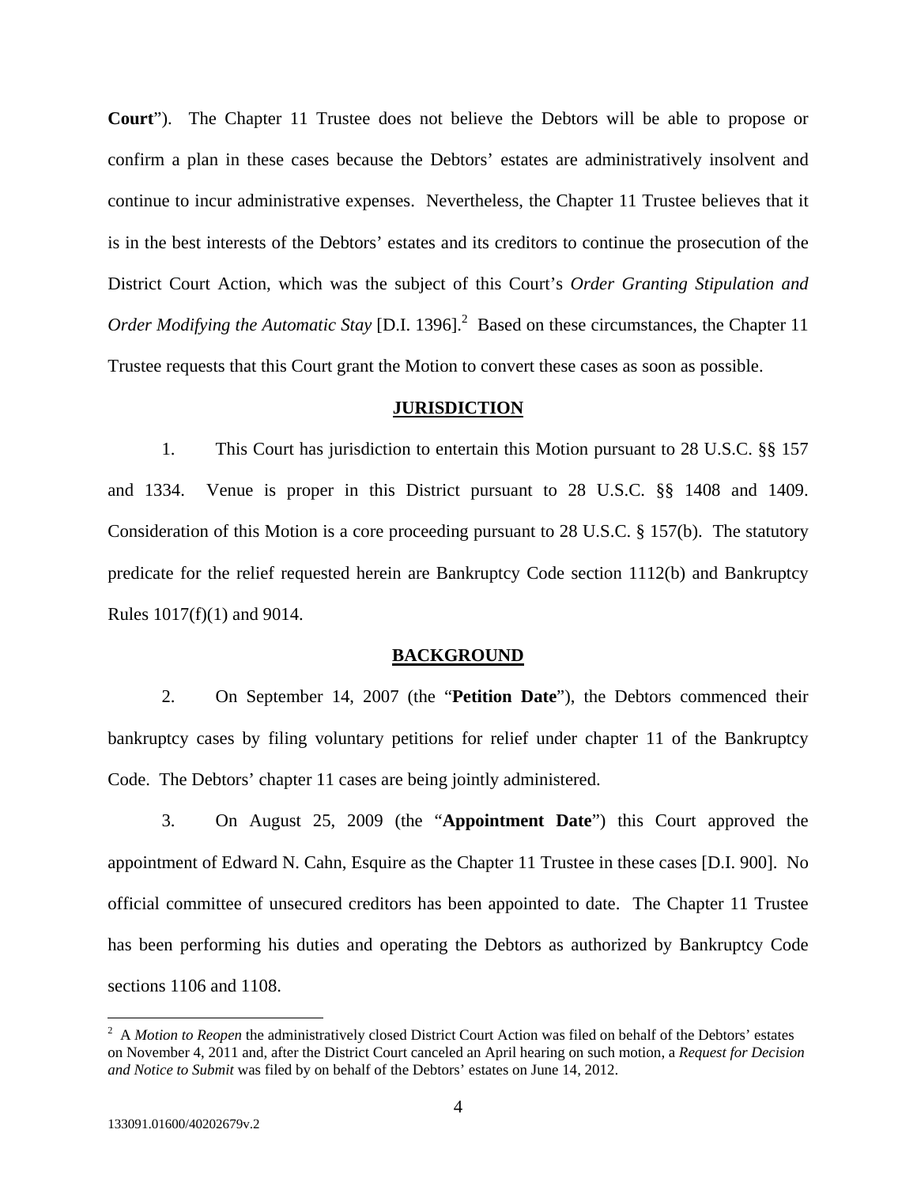**Court**"). The Chapter 11 Trustee does not believe the Debtors will be able to propose or confirm a plan in these cases because the Debtors' estates are administratively insolvent and continue to incur administrative expenses. Nevertheless, the Chapter 11 Trustee believes that it is in the best interests of the Debtors' estates and its creditors to continue the prosecution of the District Court Action, which was the subject of this Court's *Order Granting Stipulation and Order Modifying the Automatic Stay* [D.I. 1396].[2] Based on these circumstances, the Chapter 11 Trustee requests that this Court grant the Motion to convert these cases as soon as possible.

## JURISDICTION

1. This Court has jurisdiction to entertain this Motion pursuant to 28 U.S.C. §§ 157 and 1334. Venue is proper in this District pursuant to 28 U.S.C. §§ 1408 and 1409. Consideration of this Motion is a core proceeding pursuant to 28 U.S.C. § 157(b). The statutory predicate for the relief requested herein are Bankruptcy Code section 1112(b) and Bankruptcy Rules 1017(f)(1) and 9014.

## BACKGROUND

2. On September 14, 2007 (the "**Petition Date**"), the Debtors commenced their bankruptcy cases by filing voluntary petitions for relief under chapter 11 of the Bankruptcy Code. The Debtors' chapter 11 cases are being jointly administered.

3. On August 25, 2009 (the "**Appointment Date**") this Court approved the appointment of Edward N. Cahn, Esquire as the Chapter 11 Trustee in these cases [D.I. 900]. No official committee of unsecured creditors has been appointed to date. The Chapter 11 Trustee has been performing his duties and operating the Debtors as authorized by Bankruptcy Code sections 1106 and 1108.

---

[2] A *Motion to Reopen* the administratively closed District Court Action was filed on behalf of the Debtors' estates on November 4, 2011 and, after the District Court canceled an April hearing on such motion, a *Request for Decision and Notice to Submit* was filed by on behalf of the Debtors' estates on June 14, 2012.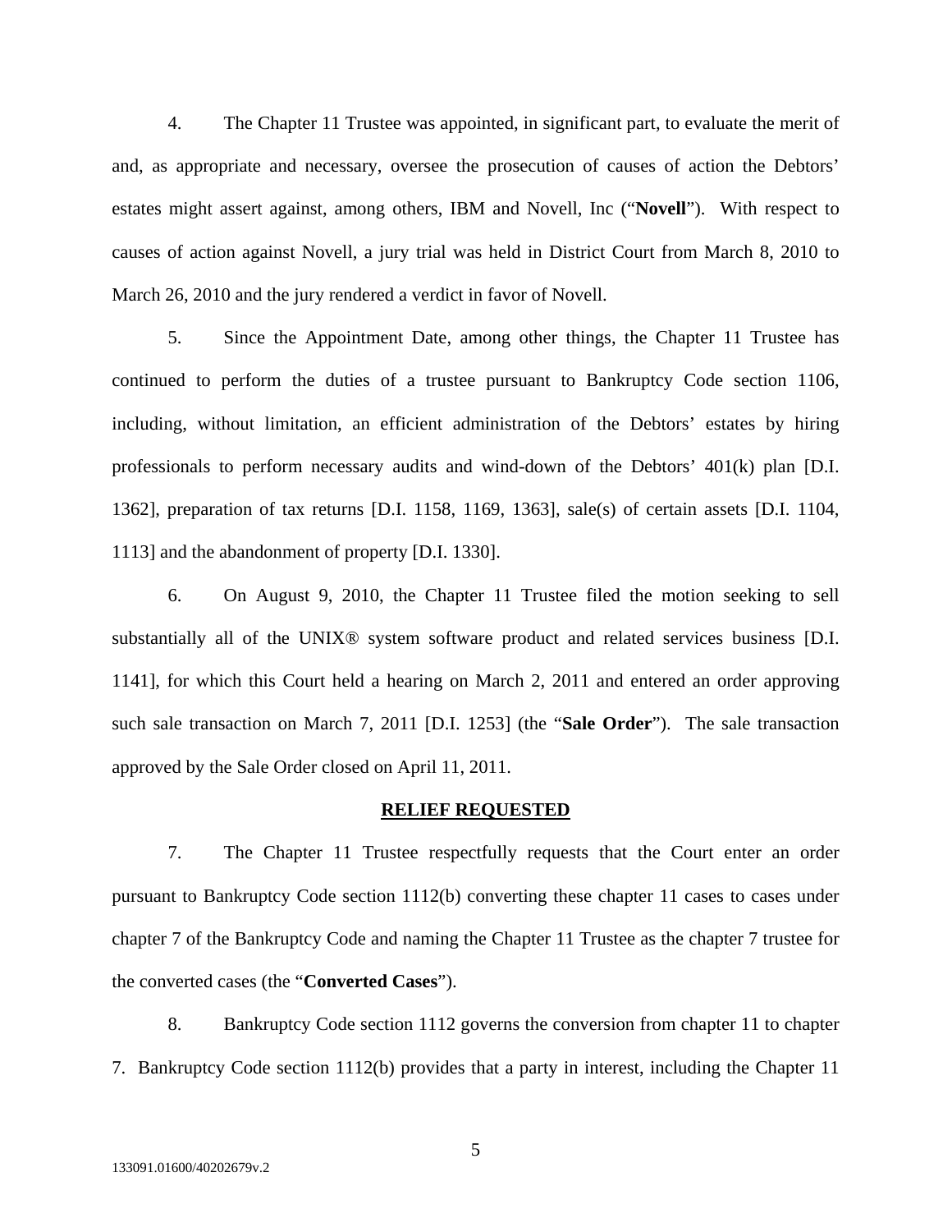4. The Chapter 11 Trustee was appointed, in significant part, to evaluate the merit of and, as appropriate and necessary, oversee the prosecution of causes of action the Debtors' estates might assert against, among others, IBM and Novell, Inc ("**Novell**"). With respect to causes of action against Novell, a jury trial was held in District Court from March 8, 2010 to March 26, 2010 and the jury rendered a verdict in favor of Novell.

5. Since the Appointment Date, among other things, the Chapter 11 Trustee has continued to perform the duties of a trustee pursuant to Bankruptcy Code section 1106, including, without limitation, an efficient administration of the Debtors' estates by hiring professionals to perform necessary audits and wind-down of the Debtors' 401(k) plan [D.I. 1362], preparation of tax returns [D.I. 1158, 1169, 1363], sale(s) of certain assets [D.I. 1104, 1113] and the abandonment of property [D.I. 1330].

6. On August 9, 2010, the Chapter 11 Trustee filed the motion seeking to sell substantially all of the UNIX® system software product and related services business [D.I. 1141], for which this Court held a hearing on March 2, 2011 and entered an order approving such sale transaction on March 7, 2011 [D.I. 1253] (the "**Sale Order**"). The sale transaction approved by the Sale Order closed on April 11, 2011.

## RELIEF REQUESTED

7. The Chapter 11 Trustee respectfully requests that the Court enter an order pursuant to Bankruptcy Code section 1112(b) converting these chapter 11 cases to cases under chapter 7 of the Bankruptcy Code and naming the Chapter 11 Trustee as the chapter 7 trustee for the converted cases (the "**Converted Cases**").

8. Bankruptcy Code section 1112 governs the conversion from chapter 11 to chapter 7. Bankruptcy Code section 1112(b) provides that a party in interest, including the Chapter 11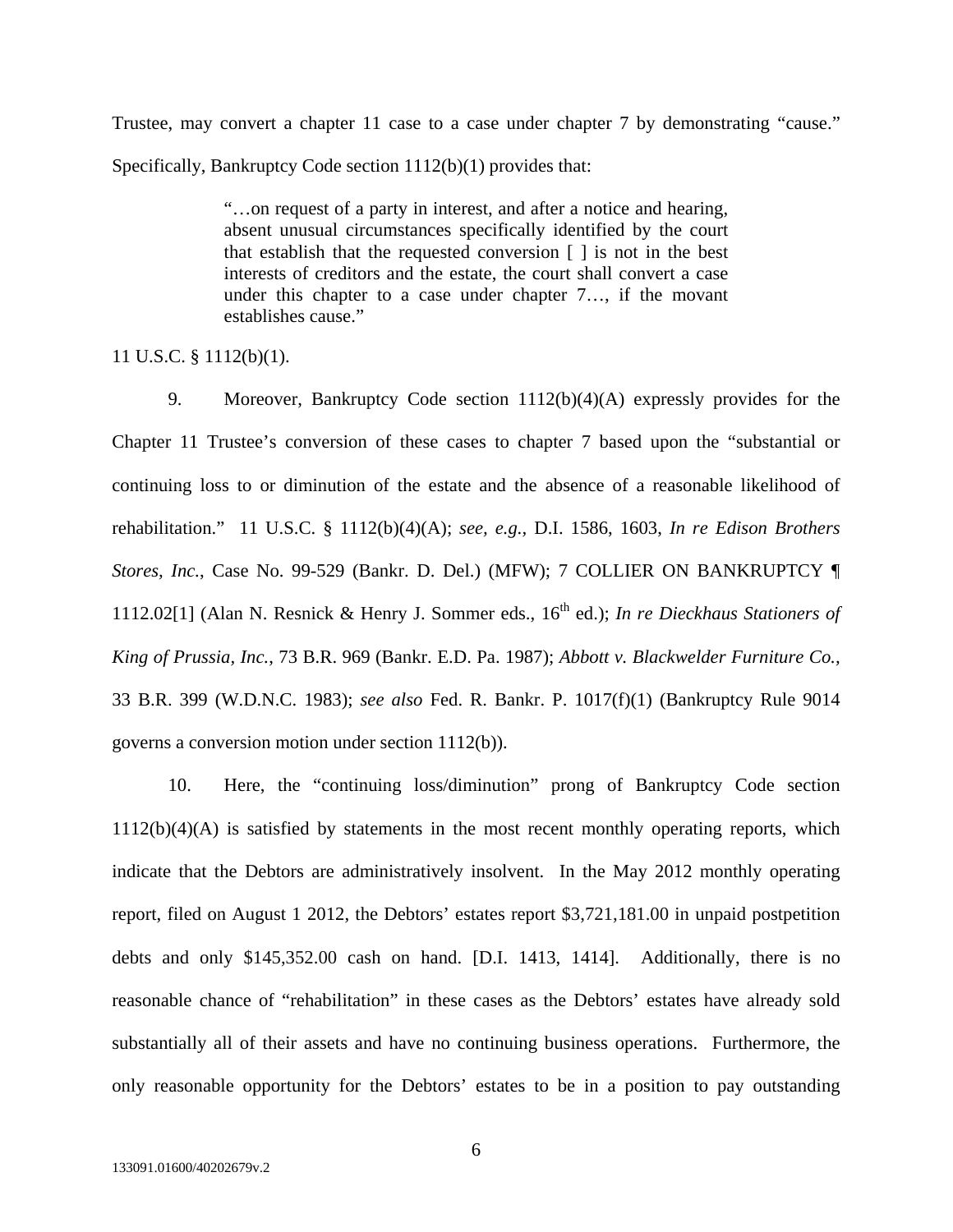Trustee, may convert a chapter 11 case to a case under chapter 7 by demonstrating "cause." Specifically, Bankruptcy Code section 1112(b)(1) provides that:

> "…on request of a party in interest, and after a notice and hearing, absent unusual circumstances specifically identified by the court that establish that the requested conversion [ ] is not in the best interests of creditors and the estate, the court shall convert a case under this chapter to a case under chapter 7…, if the movant establishes cause."

11 U.S.C. § 1112(b)(1).

9. Moreover, Bankruptcy Code section 1112(b)(4)(A) expressly provides for the Chapter 11 Trustee's conversion of these cases to chapter 7 based upon the "substantial or continuing loss to or diminution of the estate and the absence of a reasonable likelihood of rehabilitation." 11 U.S.C. § 1112(b)(4)(A); *see, e.g.*, D.I. 1586, 1603, *In re Edison Brothers Stores, Inc.*, Case No. 99-529 (Bankr. D. Del.) (MFW); 7 COLLIER ON BANKRUPTCY ¶ 1112.02[1] (Alan N. Resnick & Henry J. Sommer eds., 16th ed.); *In re Dieckhaus Stationers of King of Prussia, Inc.*, 73 B.R. 969 (Bankr. E.D. Pa. 1987); *Abbott v. Blackwelder Furniture Co.*, 33 B.R. 399 (W.D.N.C. 1983); *see also* Fed. R. Bankr. P. 1017(f)(1) (Bankruptcy Rule 9014 governs a conversion motion under section 1112(b)).

10. Here, the "continuing loss/diminution" prong of Bankruptcy Code section 1112(b)(4)(A) is satisfied by statements in the most recent monthly operating reports, which indicate that the Debtors are administratively insolvent. In the May 2012 monthly operating report, filed on August 1 2012, the Debtors' estates report $3,721,181.00 in unpaid postpetition debts and only $145,352.00 cash on hand. [D.I. 1413, 1414]. Additionally, there is no reasonable chance of "rehabilitation" in these cases as the Debtors' estates have already sold substantially all of their assets and have no continuing business operations. Furthermore, the only reasonable opportunity for the Debtors' estates to be in a position to pay outstanding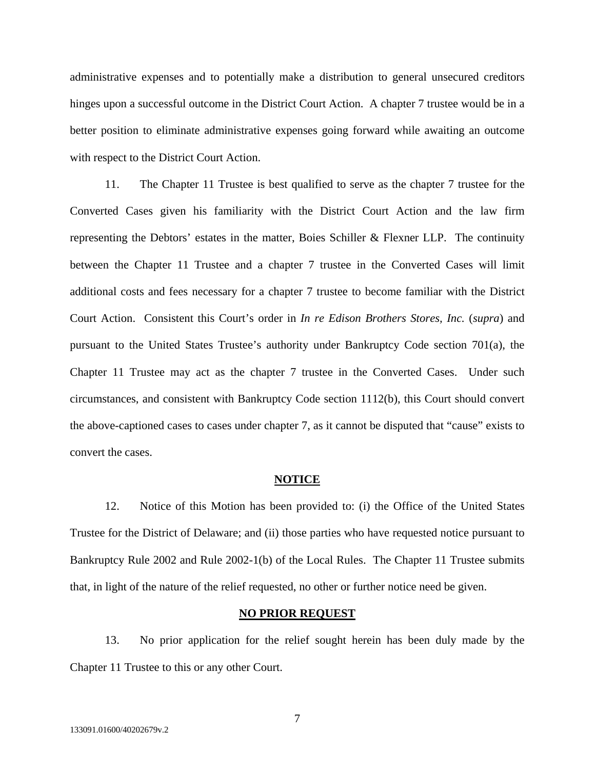administrative expenses and to potentially make a distribution to general unsecured creditors hinges upon a successful outcome in the District Court Action. A chapter 7 trustee would be in a better position to eliminate administrative expenses going forward while awaiting an outcome with respect to the District Court Action.

11. The Chapter 11 Trustee is best qualified to serve as the chapter 7 trustee for the Converted Cases given his familiarity with the District Court Action and the law firm representing the Debtors' estates in the matter, Boies Schiller & Flexner LLP. The continuity between the Chapter 11 Trustee and a chapter 7 trustee in the Converted Cases will limit additional costs and fees necessary for a chapter 7 trustee to become familiar with the District Court Action. Consistent this Court's order in *In re Edison Brothers Stores, Inc.* (*supra*) and pursuant to the United States Trustee's authority under Bankruptcy Code section 701(a), the Chapter 11 Trustee may act as the chapter 7 trustee in the Converted Cases. Under such circumstances, and consistent with Bankruptcy Code section 1112(b), this Court should convert the above-captioned cases to cases under chapter 7, as it cannot be disputed that "cause" exists to convert the cases.

## NOTICE

12. Notice of this Motion has been provided to: (i) the Office of the United States Trustee for the District of Delaware; and (ii) those parties who have requested notice pursuant to Bankruptcy Rule 2002 and Rule 2002-1(b) of the Local Rules. The Chapter 11 Trustee submits that, in light of the nature of the relief requested, no other or further notice need be given.

## NO PRIOR REQUEST

13. No prior application for the relief sought herein has been duly made by the Chapter 11 Trustee to this or any other Court.

133091.01600/40202679v.2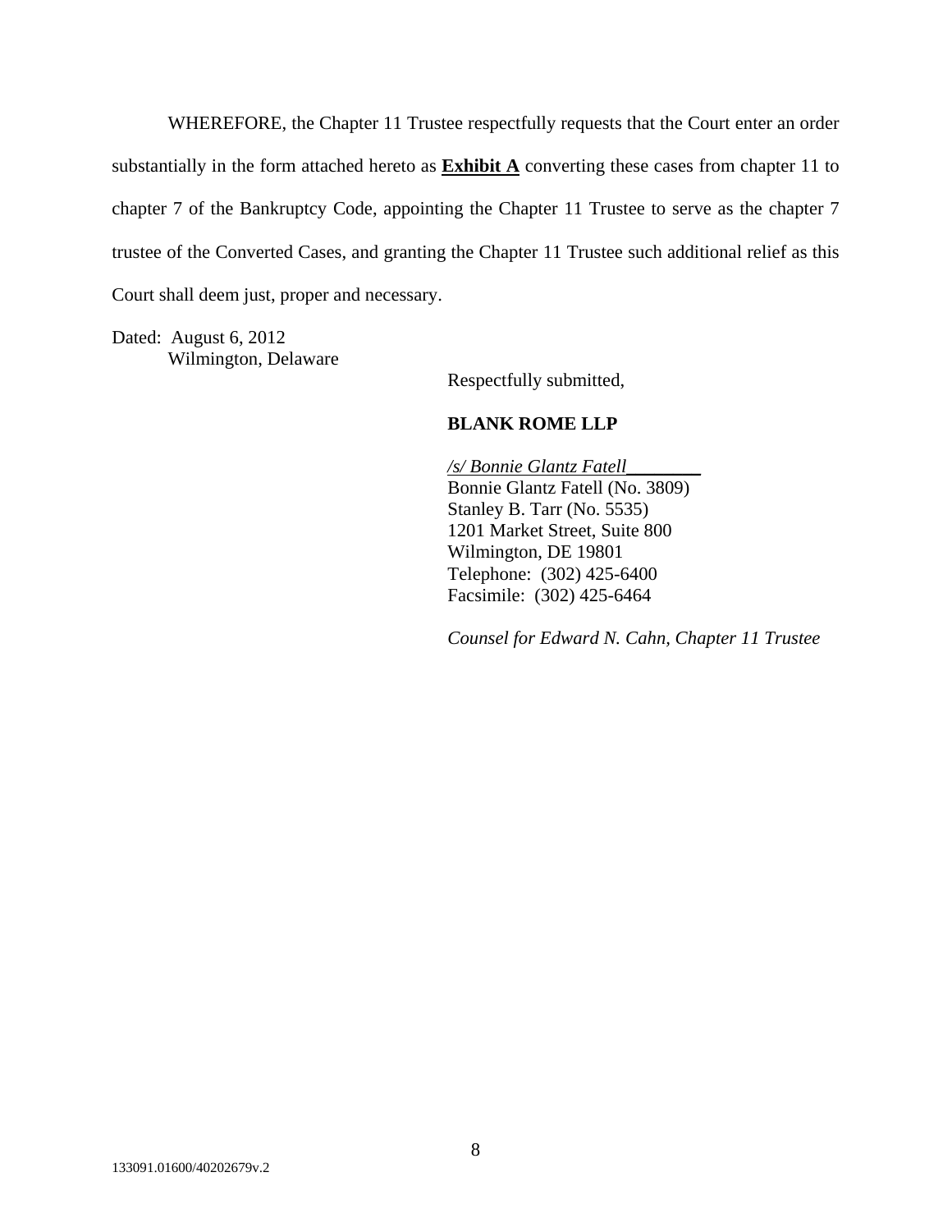WHEREFORE, the Chapter 11 Trustee respectfully requests that the Court enter an order substantially in the form attached hereto as **Exhibit A** converting these cases from chapter 11 to chapter 7 of the Bankruptcy Code, appointing the Chapter 11 Trustee to serve as the chapter 7 trustee of the Converted Cases, and granting the Chapter 11 Trustee such additional relief as this Court shall deem just, proper and necessary.

Dated: August 6, 2012
Wilmington, Delaware

Respectfully submitted,

**BLANK ROME LLP**

*/s/ Bonnie Glantz Fatell*________
Bonnie Glantz Fatell (No. 3809)
Stanley B. Tarr (No. 5535)
1201 Market Street, Suite 800
Wilmington, DE 19801
Telephone: (302) 425-6400
Facsimile: (302) 425-6464

*Counsel for Edward N. Cahn, Chapter 11 Trustee*

133091.01600/40202679v.2